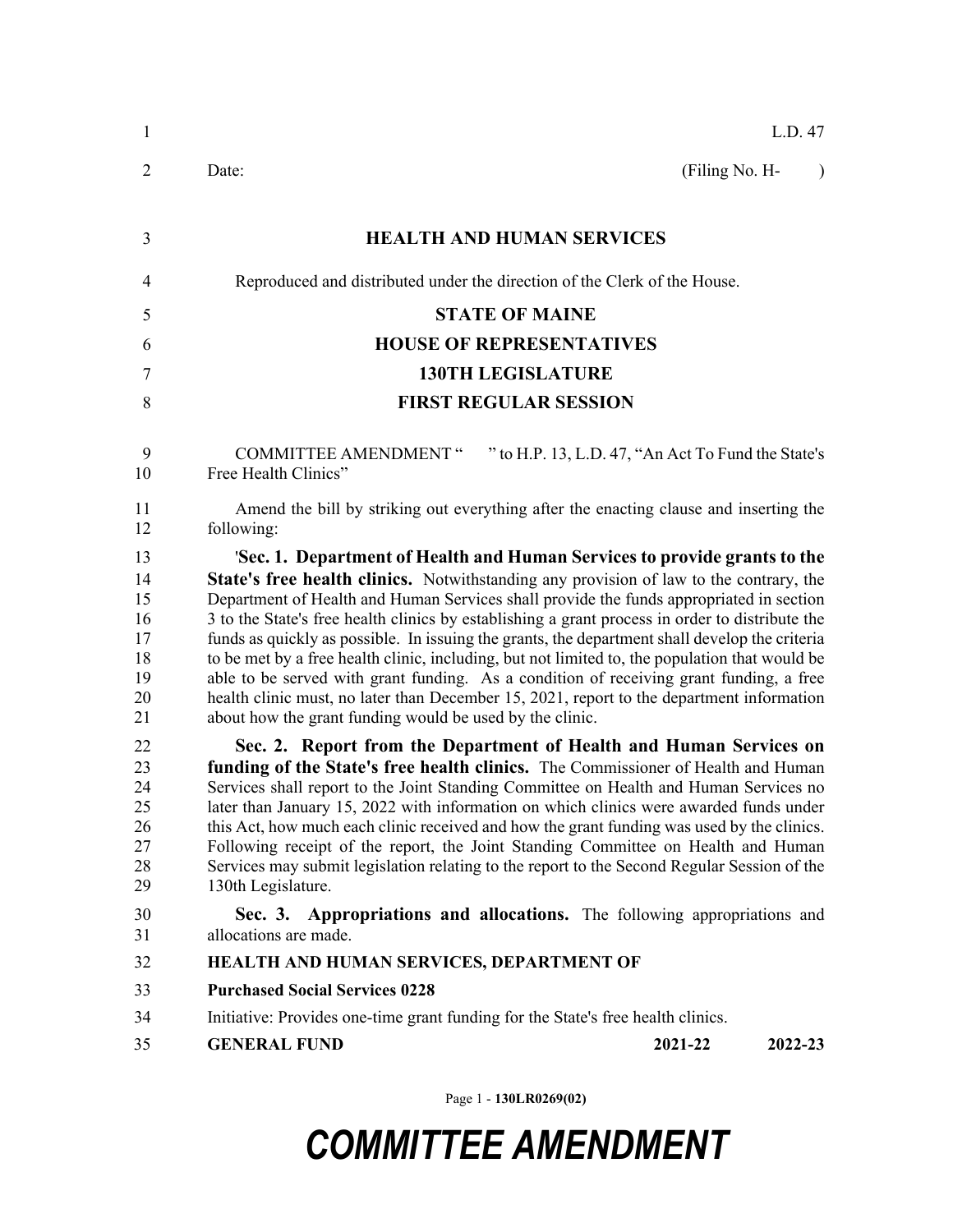L.D. 47

Date: (Filing No. H- )

**HEALTH AND HUMAN SERVICES**

Reproduced and distributed under the direction of the Clerk of the House.

**STATE OF MAINE**

**HOUSE OF REPRESENTATIVES**

**130TH LEGISLATURE**

**FIRST REGULAR SESSION**

COMMITTEE AMENDMENT " " to H.P. 13, L.D. 47, "An Act To Fund the State's Free Health Clinics"

Amend the bill by striking out everything after the enacting clause and inserting the following:

'**Sec. 1. Department of Health and Human Services to provide grants to the State's free health clinics.** Notwithstanding any provision of law to the contrary, the Department of Health and Human Services shall provide the funds appropriated in section 3 to the State's free health clinics by establishing a grant process in order to distribute the funds as quickly as possible. In issuing the grants, the department shall develop the criteria to be met by a free health clinic, including, but not limited to, the population that would be able to be served with grant funding. As a condition of receiving grant funding, a free health clinic must, no later than December 15, 2021, report to the department information about how the grant funding would be used by the clinic.

**Sec. 2. Report from the Department of Health and Human Services on funding of the State's free health clinics.** The Commissioner of Health and Human Services shall report to the Joint Standing Committee on Health and Human Services no later than January 15, 2022 with information on which clinics were awarded funds under this Act, how much each clinic received and how the grant funding was used by the clinics. Following receipt of the report, the Joint Standing Committee on Health and Human Services may submit legislation relating to the report to the Second Regular Session of the 130th Legislature.

**Sec. 3. Appropriations and allocations.** The following appropriations and allocations are made.

**HEALTH AND HUMAN SERVICES, DEPARTMENT OF**

**Purchased Social Services 0228**

Initiative: Provides one-time grant funding for the State's free health clinics.

| **GENERAL FUND** | **2021-22** | **2022-23** |
|---|---|---|

Page 1 - **130LR0269(02)**

# *COMMITTEE AMENDMENT*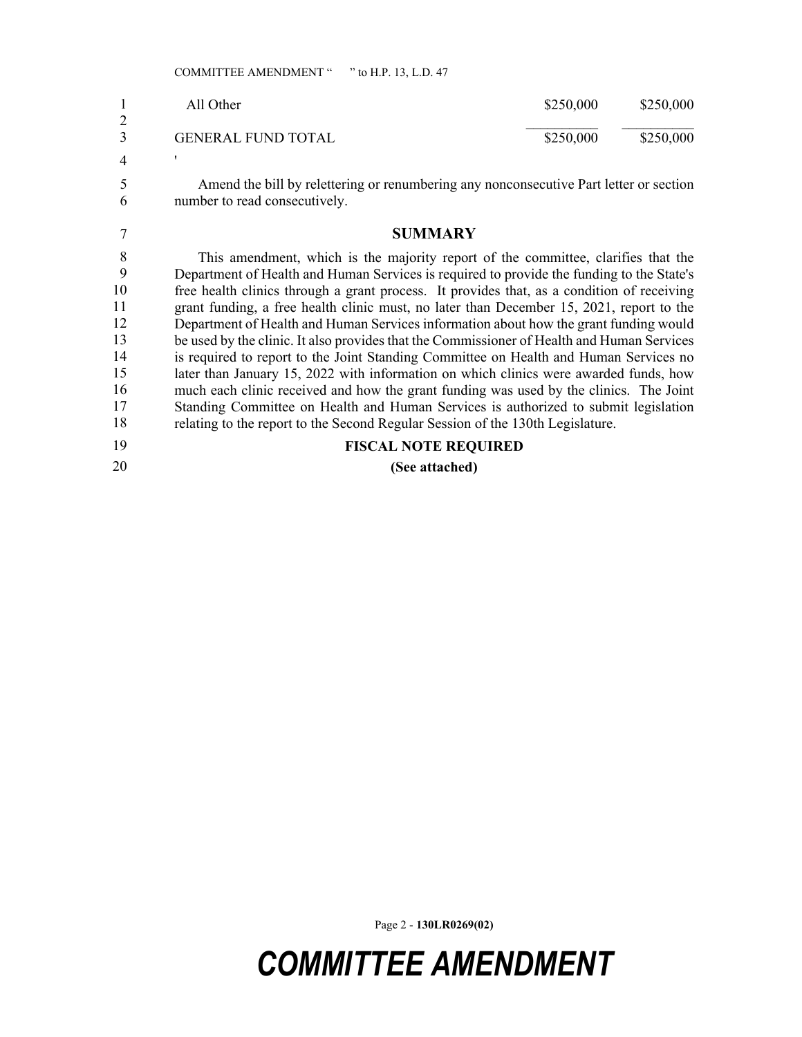| | | |
|---|---|---|
| All Other | $250,000 | $250,000 |
| GENERAL FUND TOTAL | $250,000 | $250,000 |

'

Amend the bill by relettering or renumbering any nonconsecutive Part letter or section number to read consecutively.

## SUMMARY

This amendment, which is the majority report of the committee, clarifies that the Department of Health and Human Services is required to provide the funding to the State's free health clinics through a grant process. It provides that, as a condition of receiving grant funding, a free health clinic must, no later than December 15, 2021, report to the Department of Health and Human Services information about how the grant funding would be used by the clinic. It also provides that the Commissioner of Health and Human Services is required to report to the Joint Standing Committee on Health and Human Services no later than January 15, 2022 with information on which clinics were awarded funds, how much each clinic received and how the grant funding was used by the clinics. The Joint Standing Committee on Health and Human Services is authorized to submit legislation relating to the report to the Second Regular Session of the 130th Legislature.

**FISCAL NOTE REQUIRED**

**(See attached)**